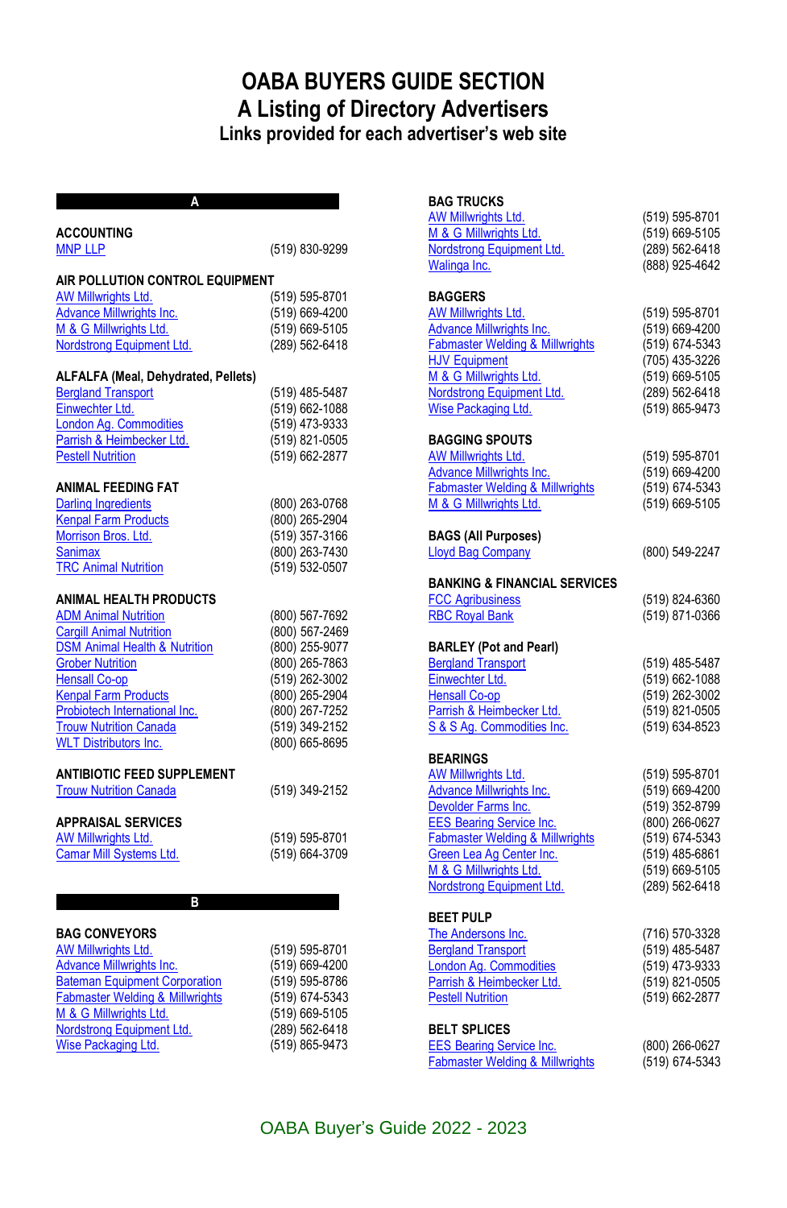# OABA BUYERS GUIDE SECTION
# A Listing of Directory Advertisers
### Links provided for each advertiser's web site

## A

### ACCOUNTING

| | |
|---|---|
| MNP LLP | (519) 830-9299 |

### AIR POLLUTION CONTROL EQUIPMENT

| | |
|---|---|
| AW Millwrights Ltd. | (519) 595-8701 |
| Advance Millwrights Inc. | (519) 669-4200 |
| M & G Millwrights Ltd. | (519) 669-5105 |
| Nordstrong Equipment Ltd. | (289) 562-6418 |

### ALFALFA (Meal, Dehydrated, Pellets)

| | |
|---|---|
| Bergland Transport | (519) 485-5487 |
| Einwechter Ltd. | (519) 662-1088 |
| London Ag. Commodities | (519) 473-9333 |
| Parrish & Heimbecker Ltd. | (519) 821-0505 |
| Pestell Nutrition | (519) 662-2877 |

### ANIMAL FEEDING FAT

| | |
|---|---|
| Darling Ingredients | (800) 263-0768 |
| Kenpal Farm Products | (800) 265-2904 |
| Morrison Bros. Ltd. | (519) 357-3166 |
| Sanimax | (800) 263-7430 |
| TRC Animal Nutrition | (519) 532-0507 |

### ANIMAL HEALTH PRODUCTS

| | |
|---|---|
| ADM Animal Nutrition | (800) 567-7692 |
| Cargill Animal Nutrition | (800) 567-2469 |
| DSM Animal Health & Nutrition | (800) 255-9077 |
| Grober Nutrition | (800) 265-7863 |
| Hensall Co-op | (519) 262-3002 |
| Kenpal Farm Products | (800) 265-2904 |
| Probiotech International Inc. | (800) 267-7252 |
| Trouw Nutrition Canada | (519) 349-2152 |
| WLT Distributors Inc. | (800) 665-8695 |

### ANTIBIOTIC FEED SUPPLEMENT

| | |
|---|---|
| Trouw Nutrition Canada | (519) 349-2152 |

### APPRAISAL SERVICES

| | |
|---|---|
| AW Millwrights Ltd. | (519) 595-8701 |
| Camar Mill Systems Ltd. | (519) 664-3709 |

## B

### BAG CONVEYORS

| | |
|---|---|
| AW Millwrights Ltd. | (519) 595-8701 |
| Advance Millwrights Inc. | (519) 669-4200 |
| Bateman Equipment Corporation | (519) 595-8786 |
| Fabmaster Welding & Millwrights | (519) 674-5343 |
| M & G Millwrights Ltd. | (519) 669-5105 |
| Nordstrong Equipment Ltd. | (289) 562-6418 |
| Wise Packaging Ltd. | (519) 865-9473 |

### BAG TRUCKS

| | |
|---|---|
| AW Millwrights Ltd. | (519) 595-8701 |
| M & G Millwrights Ltd. | (519) 669-5105 |
| Nordstrong Equipment Ltd. | (289) 562-6418 |
| Walinga Inc. | (888) 925-4642 |

### BAGGERS

| | |
|---|---|
| AW Millwrights Ltd. | (519) 595-8701 |
| Advance Millwrights Inc. | (519) 669-4200 |
| Fabmaster Welding & Millwrights | (519) 674-5343 |
| HJV Equipment | (705) 435-3226 |
| M & G Millwrights Ltd. | (519) 669-5105 |
| Nordstrong Equipment Ltd. | (289) 562-6418 |
| Wise Packaging Ltd. | (519) 865-9473 |

### BAGGING SPOUTS

| | |
|---|---|
| AW Millwrights Ltd. | (519) 595-8701 |
| Advance Millwrights Inc. | (519) 669-4200 |
| Fabmaster Welding & Millwrights | (519) 674-5343 |
| M & G Millwrights Ltd. | (519) 669-5105 |

### BAGS (All Purposes)

| | |
|---|---|
| Lloyd Bag Company | (800) 549-2247 |

### BANKING & FINANCIAL SERVICES

| | |
|---|---|
| FCC Agribusiness | (519) 824-6360 |
| RBC Royal Bank | (519) 871-0366 |

### BARLEY (Pot and Pearl)

| | |
|---|---|
| Bergland Transport | (519) 485-5487 |
| Einwechter Ltd. | (519) 662-1088 |
| Hensall Co-op | (519) 262-3002 |
| Parrish & Heimbecker Ltd. | (519) 821-0505 |
| S & S Ag. Commodities Inc. | (519) 634-8523 |

### BEARINGS

| | |
|---|---|
| AW Millwrights Ltd. | (519) 595-8701 |
| Advance Millwrights Inc. | (519) 669-4200 |
| Devolder Farms Inc. | (519) 352-8799 |
| EES Bearing Service Inc. | (800) 266-0627 |
| Fabmaster Welding & Millwrights | (519) 674-5343 |
| Green Lea Ag Center Inc. | (519) 485-6861 |
| M & G Millwrights Ltd. | (519) 669-5105 |
| Nordstrong Equipment Ltd. | (289) 562-6418 |

### BEET PULP

| | |
|---|---|
| The Andersons Inc. | (716) 570-3328 |
| Bergland Transport | (519) 485-5487 |
| London Ag. Commodities | (519) 473-9333 |
| Parrish & Heimbecker Ltd. | (519) 821-0505 |
| Pestell Nutrition | (519) 662-2877 |

### BELT SPLICES

| | |
|---|---|
| EES Bearing Service Inc. | (800) 266-0627 |
| Fabmaster Welding & Millwrights | (519) 674-5343 |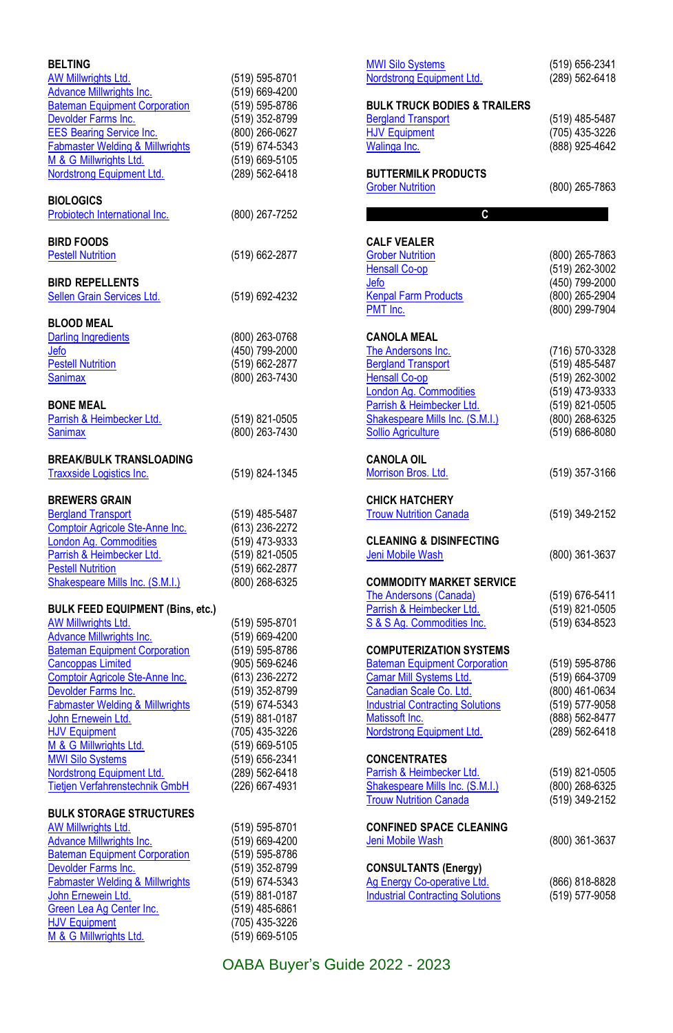**BELTING**

| | |
|---|---|
| AW Millwrights Ltd. | (519) 595-8701 |
| Advance Millwrights Inc. | (519) 669-4200 |
| Bateman Equipment Corporation | (519) 595-8786 |
| Devolder Farms Inc. | (519) 352-8799 |
| EES Bearing Service Inc. | (800) 266-0627 |
| Fabmaster Welding & Millwrights | (519) 674-5343 |
| M & G Millwrights Ltd. | (519) 669-5105 |
| Nordstrong Equipment Ltd. | (289) 562-6418 |

**BIOLOGICS**

| | |
|---|---|
| Probiotech International Inc. | (800) 267-7252 |

**BIRD FOODS**

| | |
|---|---|
| Pestell Nutrition | (519) 662-2877 |

**BIRD REPELLENTS**

| | |
|---|---|
| Sellen Grain Services Ltd. | (519) 692-4232 |

**BLOOD MEAL**

| | |
|---|---|
| Darling Ingredients | (800) 263-0768 |
| Jefo | (450) 799-2000 |
| Pestell Nutrition | (519) 662-2877 |
| Sanimax | (800) 263-7430 |

**BONE MEAL**

| | |
|---|---|
| Parrish & Heimbecker Ltd. | (519) 821-0505 |
| Sanimax | (800) 263-7430 |

**BREAK/BULK TRANSLOADING**

| | |
|---|---|
| Traxxside Logistics Inc. | (519) 824-1345 |

**BREWERS GRAIN**

| | |
|---|---|
| Bergland Transport | (519) 485-5487 |
| Comptoir Agricole Ste-Anne Inc. | (613) 236-2272 |
| London Ag. Commodities | (519) 473-9333 |
| Parrish & Heimbecker Ltd. | (519) 821-0505 |
| Pestell Nutrition | (519) 662-2877 |
| Shakespeare Mills Inc. (S.M.I.) | (800) 268-6325 |

**BULK FEED EQUIPMENT (Bins, etc.)**

| | |
|---|---|
| AW Millwrights Ltd. | (519) 595-8701 |
| Advance Millwrights Inc. | (519) 669-4200 |
| Bateman Equipment Corporation | (519) 595-8786 |
| Cancoppas Limited | (905) 569-6246 |
| Comptoir Agricole Ste-Anne Inc. | (613) 236-2272 |
| Devolder Farms Inc. | (519) 352-8799 |
| Fabmaster Welding & Millwrights | (519) 674-5343 |
| John Ernewein Ltd. | (519) 881-0187 |
| HJV Equipment | (705) 435-3226 |
| M & G Millwrights Ltd. | (519) 669-5105 |
| MWI Silo Systems | (519) 656-2341 |
| Nordstrong Equipment Ltd. | (289) 562-6418 |
| Tietjen Verfahrenstechnik GmbH | (226) 667-4931 |

**BULK STORAGE STRUCTURES**

| | |
|---|---|
| AW Millwrights Ltd. | (519) 595-8701 |
| Advance Millwrights Inc. | (519) 669-4200 |
| Bateman Equipment Corporation | (519) 595-8786 |
| Devolder Farms Inc. | (519) 352-8799 |
| Fabmaster Welding & Millwrights | (519) 674-5343 |
| John Ernewein Ltd. | (519) 881-0187 |
| Green Lea Ag Center Inc. | (519) 485-6861 |
| HJV Equipment | (705) 435-3226 |
| M & G Millwrights Ltd. | (519) 669-5105 |
| MWI Silo Systems | (519) 656-2341 |
| Nordstrong Equipment Ltd. | (289) 562-6418 |

**BULK TRUCK BODIES & TRAILERS**

| | |
|---|---|
| Bergland Transport | (519) 485-5487 |
| HJV Equipment | (705) 435-3226 |
| Walinga Inc. | (888) 925-4642 |

**BUTTERMILK PRODUCTS**

| | |
|---|---|
| Grober Nutrition | (800) 265-7863 |

## C

**CALF VEALER**

| | |
|---|---|
| Grober Nutrition | (800) 265-7863 |
| Hensall Co-op | (519) 262-3002 |
| Jefo | (450) 799-2000 |
| Kenpal Farm Products | (800) 265-2904 |
| PMT Inc. | (800) 299-7904 |

**CANOLA MEAL**

| | |
|---|---|
| The Andersons Inc. | (716) 570-3328 |
| Bergland Transport | (519) 485-5487 |
| Hensall Co-op | (519) 262-3002 |
| London Ag. Commodities | (519) 473-9333 |
| Parrish & Heimbecker Ltd. | (519) 821-0505 |
| Shakespeare Mills Inc. (S.M.I.) | (800) 268-6325 |
| Sollio Agriculture | (519) 686-8080 |

**CANOLA OIL**

| | |
|---|---|
| Morrison Bros. Ltd. | (519) 357-3166 |

**CHICK HATCHERY**

| | |
|---|---|
| Trouw Nutrition Canada | (519) 349-2152 |

**CLEANING & DISINFECTING**

| | |
|---|---|
| Jeni Mobile Wash | (800) 361-3637 |

**COMMODITY MARKET SERVICE**

| | |
|---|---|
| The Andersons (Canada) | (519) 676-5411 |
| Parrish & Heimbecker Ltd. | (519) 821-0505 |
| S & S Ag. Commodities Inc. | (519) 634-8523 |

**COMPUTERIZATION SYSTEMS**

| | |
|---|---|
| Bateman Equipment Corporation | (519) 595-8786 |
| Camar Mill Systems Ltd. | (519) 664-3709 |
| Canadian Scale Co. Ltd. | (800) 461-0634 |
| Industrial Contracting Solutions | (519) 577-9058 |
| Matissoft Inc. | (888) 562-8477 |
| Nordstrong Equipment Ltd. | (289) 562-6418 |

**CONCENTRATES**

| | |
|---|---|
| Parrish & Heimbecker Ltd. | (519) 821-0505 |
| Shakespeare Mills Inc. (S.M.I.) | (800) 268-6325 |
| Trouw Nutrition Canada | (519) 349-2152 |

**CONFINED SPACE CLEANING**

| | |
|---|---|
| Jeni Mobile Wash | (800) 361-3637 |

**CONSULTANTS (Energy)**

| | |
|---|---|
| Ag Energy Co-operative Ltd. | (866) 818-8828 |
| Industrial Contracting Solutions | (519) 577-9058 |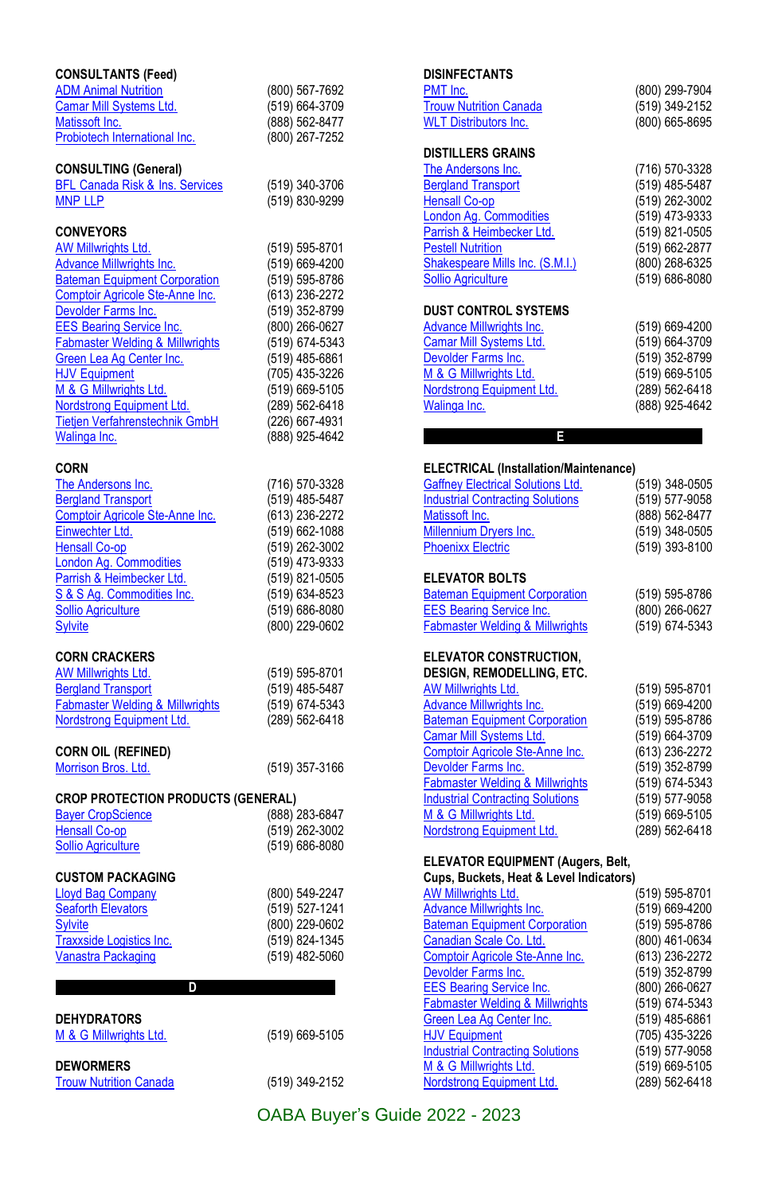**CONSULTANTS (Feed)**

| | |
|---|---|
| ADM Animal Nutrition | (800) 567-7692 |
| Camar Mill Systems Ltd. | (519) 664-3709 |
| Matissoft Inc. | (888) 562-8477 |
| Probiotech International Inc. | (800) 267-7252 |

**CONSULTING (General)**

| | |
|---|---|
| BFL Canada Risk & Ins. Services | (519) 340-3706 |
| MNP LLP | (519) 830-9299 |

**CONVEYORS**

| | |
|---|---|
| AW Millwrights Ltd. | (519) 595-8701 |
| Advance Millwrights Inc. | (519) 669-4200 |
| Bateman Equipment Corporation | (519) 595-8786 |
| Comptoir Agricole Ste-Anne Inc. | (613) 236-2272 |
| Devolder Farms Inc. | (519) 352-8799 |
| EES Bearing Service Inc. | (800) 266-0627 |
| Fabmaster Welding & Millwrights | (519) 674-5343 |
| Green Lea Ag Center Inc. | (519) 485-6861 |
| HJV Equipment | (705) 435-3226 |
| M & G Millwrights Ltd. | (519) 669-5105 |
| Nordstrong Equipment Ltd. | (289) 562-6418 |
| Tietjen Verfahrenstechnik GmbH | (226) 667-4931 |
| Walinga Inc. | (888) 925-4642 |

**CORN**

| | |
|---|---|
| The Andersons Inc. | (716) 570-3328 |
| Bergland Transport | (519) 485-5487 |
| Comptoir Agricole Ste-Anne Inc. | (613) 236-2272 |
| Einwechter Ltd. | (519) 662-1088 |
| Hensall Co-op | (519) 262-3002 |
| London Ag. Commodities | (519) 473-9333 |
| Parrish & Heimbecker Ltd. | (519) 821-0505 |
| S & S Ag. Commodities Inc. | (519) 634-8523 |
| Sollio Agriculture | (519) 686-8080 |
| Sylvite | (800) 229-0602 |

**CORN CRACKERS**

| | |
|---|---|
| AW Millwrights Ltd. | (519) 595-8701 |
| Bergland Transport | (519) 485-5487 |
| Fabmaster Welding & Millwrights | (519) 674-5343 |
| Nordstrong Equipment Ltd. | (289) 562-6418 |

**CORN OIL (REFINED)**

| | |
|---|---|
| Morrison Bros. Ltd. | (519) 357-3166 |

**CROP PROTECTION PRODUCTS (GENERAL)**

| | |
|---|---|
| Bayer CropScience | (888) 283-6847 |
| Hensall Co-op | (519) 262-3002 |
| Sollio Agriculture | (519) 686-8080 |

**CUSTOM PACKAGING**

| | |
|---|---|
| Lloyd Bag Company | (800) 549-2247 |
| Seaforth Elevators | (519) 527-1241 |
| Sylvite | (800) 229-0602 |
| Traxxside Logistics Inc. | (519) 824-1345 |
| Vanastra Packaging | (519) 482-5060 |

## D

**DEHYDRATORS**

| | |
|---|---|
| M & G Millwrights Ltd. | (519) 669-5105 |

**DEWORMERS**

| | |
|---|---|
| Trouw Nutrition Canada | (519) 349-2152 |

**DISINFECTANTS**

| | |
|---|---|
| PMT Inc. | (800) 299-7904 |
| Trouw Nutrition Canada | (519) 349-2152 |
| WLT Distributors Inc. | (800) 665-8695 |

**DISTILLERS GRAINS**

| | |
|---|---|
| The Andersons Inc. | (716) 570-3328 |
| Bergland Transport | (519) 485-5487 |
| Hensall Co-op | (519) 262-3002 |
| London Ag. Commodities | (519) 473-9333 |
| Parrish & Heimbecker Ltd. | (519) 821-0505 |
| Pestell Nutrition | (519) 662-2877 |
| Shakespeare Mills Inc. (S.M.I.) | (800) 268-6325 |
| Sollio Agriculture | (519) 686-8080 |

**DUST CONTROL SYSTEMS**

| | |
|---|---|
| Advance Millwrights Inc. | (519) 669-4200 |
| Camar Mill Systems Ltd. | (519) 664-3709 |
| Devolder Farms Inc. | (519) 352-8799 |
| M & G Millwrights Ltd. | (519) 669-5105 |
| Nordstrong Equipment Ltd. | (289) 562-6418 |
| Walinga Inc. | (888) 925-4642 |

## E

**ELECTRICAL (Installation/Maintenance)**

| | |
|---|---|
| Gaffney Electrical Solutions Ltd. | (519) 348-0505 |
| Industrial Contracting Solutions | (519) 577-9058 |
| Matissoft Inc. | (888) 562-8477 |
| Millennium Dryers Inc. | (519) 348-0505 |
| Phoenixx Electric | (519) 393-8100 |

**ELEVATOR BOLTS**

| | |
|---|---|
| Bateman Equipment Corporation | (519) 595-8786 |
| EES Bearing Service Inc. | (800) 266-0627 |
| Fabmaster Welding & Millwrights | (519) 674-5343 |

**ELEVATOR CONSTRUCTION, DESIGN, REMODELLING, ETC.**

| | |
|---|---|
| AW Millwrights Ltd. | (519) 595-8701 |
| Advance Millwrights Inc. | (519) 669-4200 |
| Bateman Equipment Corporation | (519) 595-8786 |
| Camar Mill Systems Ltd. | (519) 664-3709 |
| Comptoir Agricole Ste-Anne Inc. | (613) 236-2272 |
| Devolder Farms Inc. | (519) 352-8799 |
| Fabmaster Welding & Millwrights | (519) 674-5343 |
| Industrial Contracting Solutions | (519) 577-9058 |
| M & G Millwrights Ltd. | (519) 669-5105 |
| Nordstrong Equipment Ltd. | (289) 562-6418 |

**ELEVATOR EQUIPMENT (Augers, Belt, Cups, Buckets, Heat & Level Indicators)**

| | |
|---|---|
| AW Millwrights Ltd. | (519) 595-8701 |
| Advance Millwrights Inc. | (519) 669-4200 |
| Bateman Equipment Corporation | (519) 595-8786 |
| Canadian Scale Co. Ltd. | (800) 461-0634 |
| Comptoir Agricole Ste-Anne Inc. | (613) 236-2272 |
| Devolder Farms Inc. | (519) 352-8799 |
| EES Bearing Service Inc. | (800) 266-0627 |
| Fabmaster Welding & Millwrights | (519) 674-5343 |
| Green Lea Ag Center Inc. | (519) 485-6861 |
| HJV Equipment | (705) 435-3226 |
| Industrial Contracting Solutions | (519) 577-9058 |
| M & G Millwrights Ltd. | (519) 669-5105 |
| Nordstrong Equipment Ltd. | (289) 562-6418 |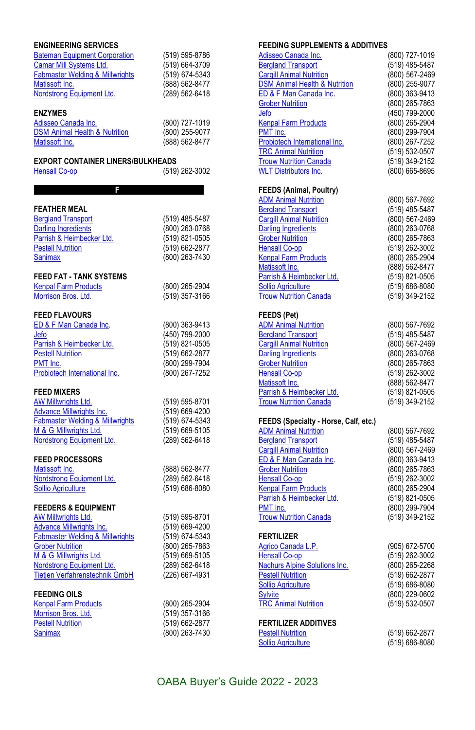## ENGINEERING SERVICES

| | |
|---|---|
| Bateman Equipment Corporation | (519) 595-8786 |
| Camar Mill Systems Ltd. | (519) 664-3709 |
| Fabmaster Welding & Millwrights | (519) 674-5343 |
| Matissoft Inc. | (888) 562-8477 |
| Nordstrong Equipment Ltd. | (289) 562-6418 |

## ENZYMES

| | |
|---|---|
| Adisseo Canada Inc. | (800) 727-1019 |
| DSM Animal Health & Nutrition | (800) 255-9077 |
| Matissoft Inc. | (888) 562-8477 |

## EXPORT CONTAINER LINERS/BULKHEADS

| | |
|---|---|
| Hensall Co-op | (519) 262-3002 |

# F

## FEATHER MEAL

| | |
|---|---|
| Bergland Transport | (519) 485-5487 |
| Darling Ingredients | (800) 263-0768 |
| Parrish & Heimbecker Ltd. | (519) 821-0505 |
| Pestell Nutrition | (519) 662-2877 |
| Sanimax | (800) 263-7430 |

## FEED FAT - TANK SYSTEMS

| | |
|---|---|
| Kenpal Farm Products | (800) 265-2904 |
| Morrison Bros. Ltd. | (519) 357-3166 |

## FEED FLAVOURS

| | |
|---|---|
| ED & F Man Canada Inc. | (800) 363-9413 |
| Jefo | (450) 799-2000 |
| Parrish & Heimbecker Ltd. | (519) 821-0505 |
| Pestell Nutrition | (519) 662-2877 |
| PMT Inc. | (800) 299-7904 |
| Probiotech International Inc. | (800) 267-7252 |

## FEED MIXERS

| | |
|---|---|
| AW Millwrights Ltd. | (519) 595-8701 |
| Advance Millwrights Inc. | (519) 669-4200 |
| Fabmaster Welding & Millwrights | (519) 674-5343 |
| M & G Millwrights Ltd. | (519) 669-5105 |
| Nordstrong Equipment Ltd. | (289) 562-6418 |

## FEED PROCESSORS

| | |
|---|---|
| Matissoft Inc. | (888) 562-8477 |
| Nordstrong Equipment Ltd. | (289) 562-6418 |
| Sollio Agriculture | (519) 686-8080 |

## FEEDERS & EQUIPMENT

| | |
|---|---|
| AW Millwrights Ltd. | (519) 595-8701 |
| Advance Millwrights Inc. | (519) 669-4200 |
| Fabmaster Welding & Millwrights | (519) 674-5343 |
| Grober Nutrition | (800) 265-7863 |
| M & G Millwrights Ltd. | (519) 669-5105 |
| Nordstrong Equipment Ltd. | (289) 562-6418 |
| Tietjen Verfahrenstechnik GmbH | (226) 667-4931 |

## FEEDING OILS

| | |
|---|---|
| Kenpal Farm Products | (800) 265-2904 |
| Morrison Bros. Ltd. | (519) 357-3166 |
| Pestell Nutrition | (519) 662-2877 |
| Sanimax | (800) 263-7430 |

## FEEDING SUPPLEMENTS & ADDITIVES

| | |
|---|---|
| Adisseo Canada Inc. | (800) 727-1019 |
| Bergland Transport | (519) 485-5487 |
| Cargill Animal Nutrition | (800) 567-2469 |
| DSM Animal Health & Nutrition | (800) 255-9077 |
| ED & F Man Canada Inc. | (800) 363-9413 |
| Grober Nutrition | (800) 265-7863 |
| Jefo | (450) 799-2000 |
| Kenpal Farm Products | (800) 265-2904 |
| PMT Inc. | (800) 299-7904 |
| Probiotech International Inc. | (800) 267-7252 |
| TRC Animal Nutrition | (519) 532-0507 |
| Trouw Nutrition Canada | (519) 349-2152 |
| WLT Distributors Inc. | (800) 665-8695 |

## FEEDS (Animal, Poultry)

| | |
|---|---|
| ADM Animal Nutrition | (800) 567-7692 |
| Bergland Transport | (519) 485-5487 |
| Cargill Animal Nutrition | (800) 567-2469 |
| Darling Ingredients | (800) 263-0768 |
| Grober Nutrition | (800) 265-7863 |
| Hensall Co-op | (519) 262-3002 |
| Kenpal Farm Products | (800) 265-2904 |
| Matissoft Inc. | (888) 562-8477 |
| Parrish & Heimbecker Ltd. | (519) 821-0505 |
| Sollio Agriculture | (519) 686-8080 |
| Trouw Nutrition Canada | (519) 349-2152 |

## FEEDS (Pet)

| | |
|---|---|
| ADM Animal Nutrition | (800) 567-7692 |
| Bergland Transport | (519) 485-5487 |
| Cargill Animal Nutrition | (800) 567-2469 |
| Darling Ingredients | (800) 263-0768 |
| Grober Nutrition | (800) 265-7863 |
| Hensall Co-op | (519) 262-3002 |
| Matissoft Inc. | (888) 562-8477 |
| Parrish & Heimbecker Ltd. | (519) 821-0505 |
| Trouw Nutrition Canada | (519) 349-2152 |

## FEEDS (Specialty - Horse, Calf, etc.)

| | |
|---|---|
| ADM Animal Nutrition | (800) 567-7692 |
| Bergland Transport | (519) 485-5487 |
| Cargill Animal Nutrition | (800) 567-2469 |
| ED & F Man Canada Inc. | (800) 363-9413 |
| Grober Nutrition | (800) 265-7863 |
| Hensall Co-op | (519) 262-3002 |
| Kenpal Farm Products | (800) 265-2904 |
| Parrish & Heimbecker Ltd. | (519) 821-0505 |
| PMT Inc. | (800) 299-7904 |
| Trouw Nutrition Canada | (519) 349-2152 |

## FERTILIZER

| | |
|---|---|
| Agrico Canada L.P. | (905) 672-5700 |
| Hensall Co-op | (519) 262-3002 |
| Nachurs Alpine Solutions Inc. | (800) 265-2268 |
| Pestell Nutrition | (519) 662-2877 |
| Sollio Agriculture | (519) 686-8080 |
| Sylvite | (800) 229-0602 |
| TRC Animal Nutrition | (519) 532-0507 |

## FERTILIZER ADDITIVES

| | |
|---|---|
| Pestell Nutrition | (519) 662-2877 |
| Sollio Agriculture | (519) 686-8080 |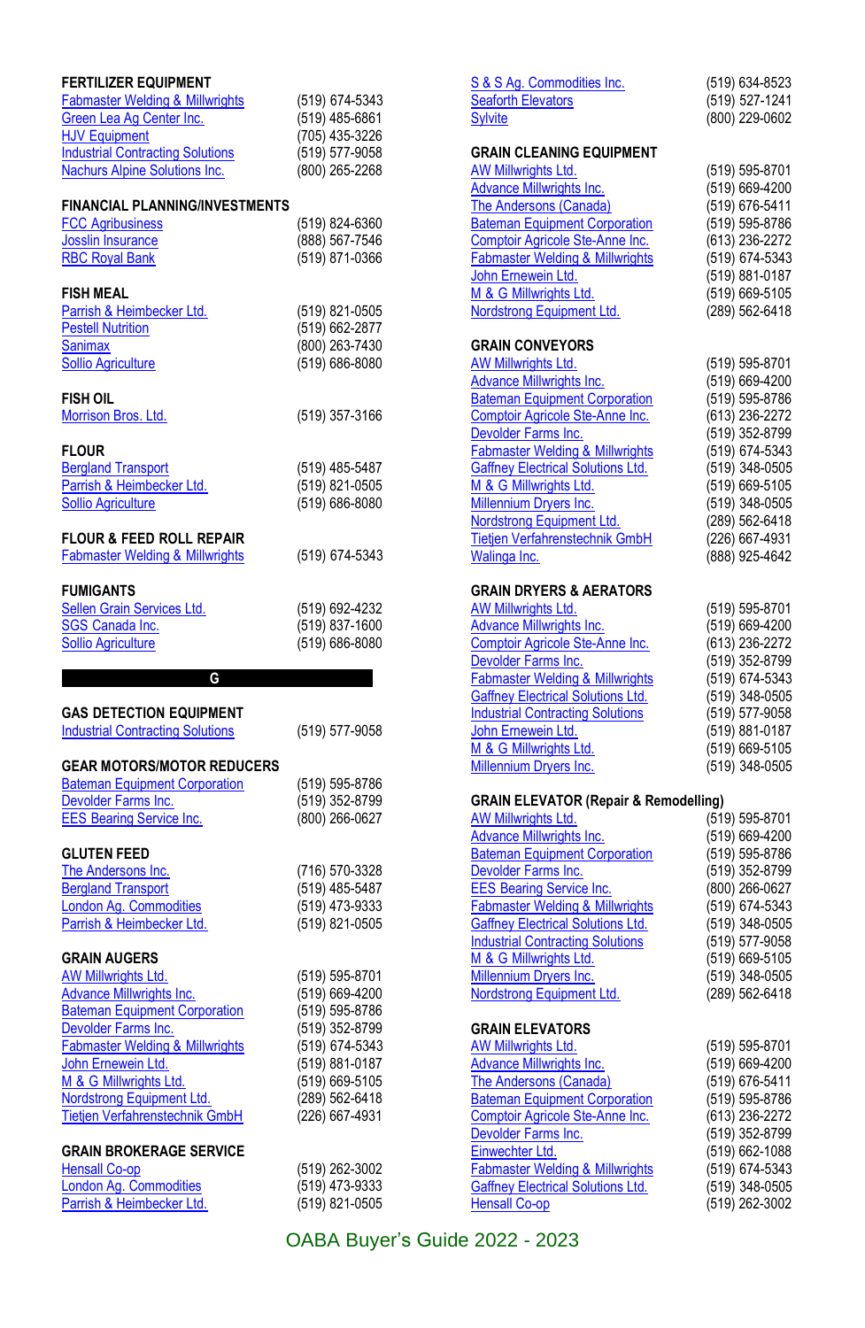### FERTILIZER EQUIPMENT

| | |
|---|---|
| Fabmaster Welding & Millwrights | (519) 674-5343 |
| Green Lea Ag Center Inc. | (519) 485-6861 |
| HJV Equipment | (705) 435-3226 |
| Industrial Contracting Solutions | (519) 577-9058 |
| Nachurs Alpine Solutions Inc. | (800) 265-2268 |

### FINANCIAL PLANNING/INVESTMENTS

| | |
|---|---|
| FCC Agribusiness | (519) 824-6360 |
| Josslin Insurance | (888) 567-7546 |
| RBC Royal Bank | (519) 871-0366 |

### FISH MEAL

| | |
|---|---|
| Parrish & Heimbecker Ltd. | (519) 821-0505 |
| Pestell Nutrition | (519) 662-2877 |
| Sanimax | (800) 263-7430 |
| Sollio Agriculture | (519) 686-8080 |

### FISH OIL

| | |
|---|---|
| Morrison Bros. Ltd. | (519) 357-3166 |

### FLOUR

| | |
|---|---|
| Bergland Transport | (519) 485-5487 |
| Parrish & Heimbecker Ltd. | (519) 821-0505 |
| Sollio Agriculture | (519) 686-8080 |

### FLOUR & FEED ROLL REPAIR

| | |
|---|---|
| Fabmaster Welding & Millwrights | (519) 674-5343 |

### FUMIGANTS

| | |
|---|---|
| Sellen Grain Services Ltd. | (519) 692-4232 |
| SGS Canada Inc. | (519) 837-1600 |
| Sollio Agriculture | (519) 686-8080 |

## G

### GAS DETECTION EQUIPMENT

| | |
|---|---|
| Industrial Contracting Solutions | (519) 577-9058 |

### GEAR MOTORS/MOTOR REDUCERS

| | |
|---|---|
| Bateman Equipment Corporation | (519) 595-8786 |
| Devolder Farms Inc. | (519) 352-8799 |
| EES Bearing Service Inc. | (800) 266-0627 |

### GLUTEN FEED

| | |
|---|---|
| The Andersons Inc. | (716) 570-3328 |
| Bergland Transport | (519) 485-5487 |
| London Ag. Commodities | (519) 473-9333 |
| Parrish & Heimbecker Ltd. | (519) 821-0505 |

### GRAIN AUGERS

| | |
|---|---|
| AW Millwrights Ltd. | (519) 595-8701 |
| Advance Millwrights Inc. | (519) 669-4200 |
| Bateman Equipment Corporation | (519) 595-8786 |
| Devolder Farms Inc. | (519) 352-8799 |
| Fabmaster Welding & Millwrights | (519) 674-5343 |
| John Ernewein Ltd. | (519) 881-0187 |
| M & G Millwrights Ltd. | (519) 669-5105 |
| Nordstrong Equipment Ltd. | (289) 562-6418 |
| Tietjen Verfahrenstechnik GmbH | (226) 667-4931 |

### GRAIN BROKERAGE SERVICE

| | |
|---|---|
| Hensall Co-op | (519) 262-3002 |
| London Ag. Commodities | (519) 473-9333 |
| Parrish & Heimbecker Ltd. | (519) 821-0505 |
| S & S Ag. Commodities Inc. | (519) 634-8523 |
| Seaforth Elevators | (519) 527-1241 |
| Sylvite | (800) 229-0602 |

### GRAIN CLEANING EQUIPMENT

| | |
|---|---|
| AW Millwrights Ltd. | (519) 595-8701 |
| Advance Millwrights Inc. | (519) 669-4200 |
| The Andersons (Canada) | (519) 676-5411 |
| Bateman Equipment Corporation | (519) 595-8786 |
| Comptoir Agricole Ste-Anne Inc. | (613) 236-2272 |
| Fabmaster Welding & Millwrights | (519) 674-5343 |
| John Ernewein Ltd. | (519) 881-0187 |
| M & G Millwrights Ltd. | (519) 669-5105 |
| Nordstrong Equipment Ltd. | (289) 562-6418 |

### GRAIN CONVEYORS

| | |
|---|---|
| AW Millwrights Ltd. | (519) 595-8701 |
| Advance Millwrights Inc. | (519) 669-4200 |
| Bateman Equipment Corporation | (519) 595-8786 |
| Comptoir Agricole Ste-Anne Inc. | (613) 236-2272 |
| Devolder Farms Inc. | (519) 352-8799 |
| Fabmaster Welding & Millwrights | (519) 674-5343 |
| Gaffney Electrical Solutions Ltd. | (519) 348-0505 |
| M & G Millwrights Ltd. | (519) 669-5105 |
| Millennium Dryers Inc. | (519) 348-0505 |
| Nordstrong Equipment Ltd. | (289) 562-6418 |
| Tietjen Verfahrenstechnik GmbH | (226) 667-4931 |
| Walinga Inc. | (888) 925-4642 |

### GRAIN DRYERS & AERATORS

| | |
|---|---|
| AW Millwrights Ltd. | (519) 595-8701 |
| Advance Millwrights Inc. | (519) 669-4200 |
| Comptoir Agricole Ste-Anne Inc. | (613) 236-2272 |
| Devolder Farms Inc. | (519) 352-8799 |
| Fabmaster Welding & Millwrights | (519) 674-5343 |
| Gaffney Electrical Solutions Ltd. | (519) 348-0505 |
| Industrial Contracting Solutions | (519) 577-9058 |
| John Ernewein Ltd. | (519) 881-0187 |
| M & G Millwrights Ltd. | (519) 669-5105 |
| Millennium Dryers Inc. | (519) 348-0505 |

### GRAIN ELEVATOR (Repair & Remodelling)

| | |
|---|---|
| AW Millwrights Ltd. | (519) 595-8701 |
| Advance Millwrights Inc. | (519) 669-4200 |
| Bateman Equipment Corporation | (519) 595-8786 |
| Devolder Farms Inc. | (519) 352-8799 |
| EES Bearing Service Inc. | (800) 266-0627 |
| Fabmaster Welding & Millwrights | (519) 674-5343 |
| Gaffney Electrical Solutions Ltd. | (519) 348-0505 |
| Industrial Contracting Solutions | (519) 577-9058 |
| M & G Millwrights Ltd. | (519) 669-5105 |
| Millennium Dryers Inc. | (519) 348-0505 |
| Nordstrong Equipment Ltd. | (289) 562-6418 |

### GRAIN ELEVATORS

| | |
|---|---|
| AW Millwrights Ltd. | (519) 595-8701 |
| Advance Millwrights Inc. | (519) 669-4200 |
| The Andersons (Canada) | (519) 676-5411 |
| Bateman Equipment Corporation | (519) 595-8786 |
| Comptoir Agricole Ste-Anne Inc. | (613) 236-2272 |
| Devolder Farms Inc. | (519) 352-8799 |
| Einwechter Ltd. | (519) 662-1088 |
| Fabmaster Welding & Millwrights | (519) 674-5343 |
| Gaffney Electrical Solutions Ltd. | (519) 348-0505 |
| Hensall Co-op | (519) 262-3002 |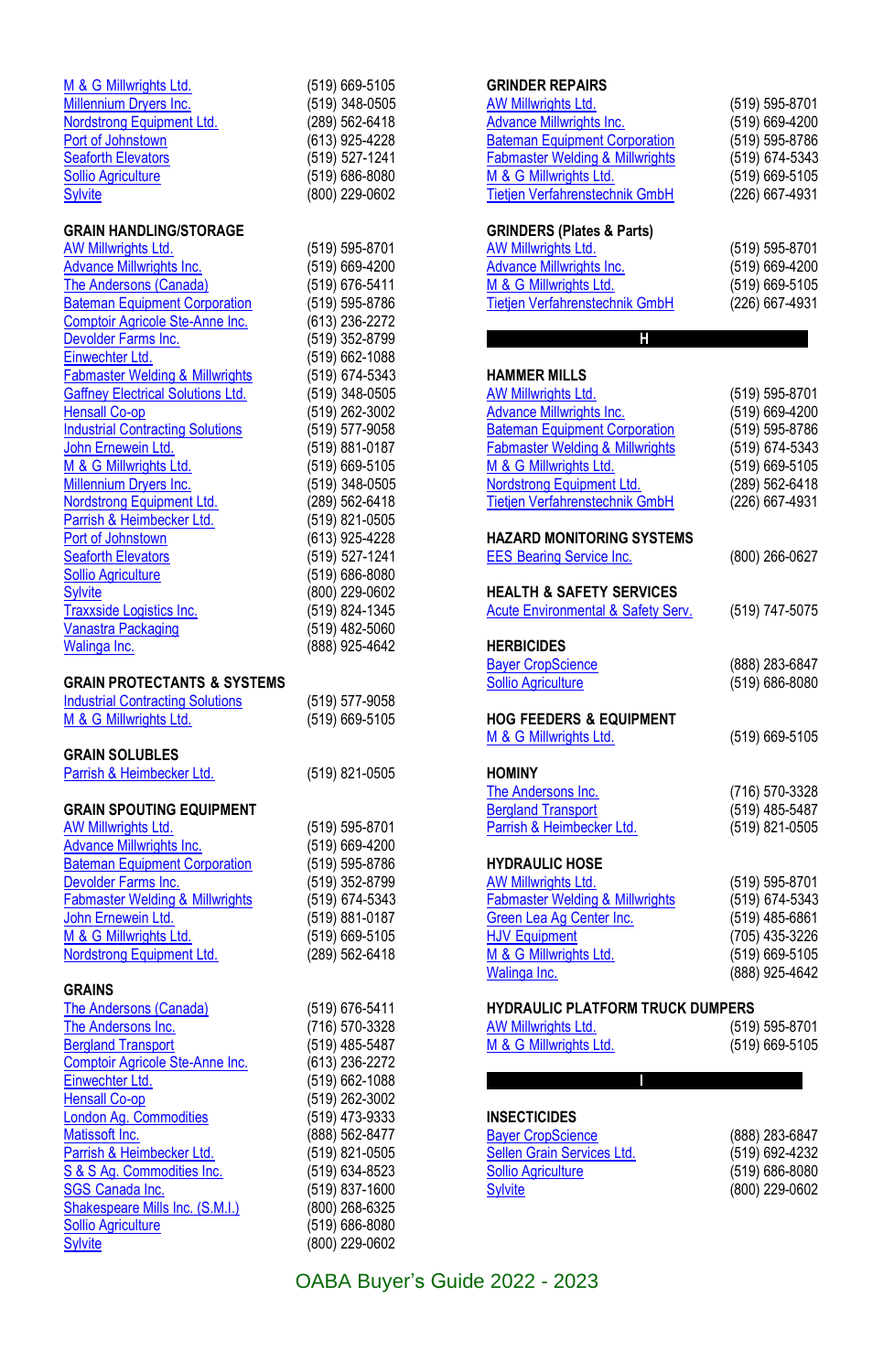| | |
|---|---|
| M & G Millwrights Ltd. | (519) 669-5105 |
| Millennium Dryers Inc. | (519) 348-0505 |
| Nordstrong Equipment Ltd. | (289) 562-6418 |
| Port of Johnstown | (613) 925-4228 |
| Seaforth Elevators | (519) 527-1241 |
| Sollio Agriculture | (519) 686-8080 |
| Sylvite | (800) 229-0602 |

**GRAIN HANDLING/STORAGE**

| | |
|---|---|
| AW Millwrights Ltd. | (519) 595-8701 |
| Advance Millwrights Inc. | (519) 669-4200 |
| The Andersons (Canada) | (519) 676-5411 |
| Bateman Equipment Corporation | (519) 595-8786 |
| Comptoir Agricole Ste-Anne Inc. | (613) 236-2272 |
| Devolder Farms Inc. | (519) 352-8799 |
| Einwechter Ltd. | (519) 662-1088 |
| Fabmaster Welding & Millwrights | (519) 674-5343 |
| Gaffney Electrical Solutions Ltd. | (519) 348-0505 |
| Hensall Co-op | (519) 262-3002 |
| Industrial Contracting Solutions | (519) 577-9058 |
| John Ernewein Ltd. | (519) 881-0187 |
| M & G Millwrights Ltd. | (519) 669-5105 |
| Millennium Dryers Inc. | (519) 348-0505 |
| Nordstrong Equipment Ltd. | (289) 562-6418 |
| Parrish & Heimbecker Ltd. | (519) 821-0505 |
| Port of Johnstown | (613) 925-4228 |
| Seaforth Elevators | (519) 527-1241 |
| Sollio Agriculture | (519) 686-8080 |
| Sylvite | (800) 229-0602 |
| Traxxside Logistics Inc. | (519) 824-1345 |
| Vanastra Packaging | (519) 482-5060 |
| Walinga Inc. | (888) 925-4642 |

**GRAIN PROTECTANTS & SYSTEMS**

| | |
|---|---|
| Industrial Contracting Solutions | (519) 577-9058 |
| M & G Millwrights Ltd. | (519) 669-5105 |

**GRAIN SOLUBLES**

| | |
|---|---|
| Parrish & Heimbecker Ltd. | (519) 821-0505 |

**GRAIN SPOUTING EQUIPMENT**

| | |
|---|---|
| AW Millwrights Ltd. | (519) 595-8701 |
| Advance Millwrights Inc. | (519) 669-4200 |
| Bateman Equipment Corporation | (519) 595-8786 |
| Devolder Farms Inc. | (519) 352-8799 |
| Fabmaster Welding & Millwrights | (519) 674-5343 |
| John Ernewein Ltd. | (519) 881-0187 |
| M & G Millwrights Ltd. | (519) 669-5105 |
| Nordstrong Equipment Ltd. | (289) 562-6418 |

**GRAINS**

| | |
|---|---|
| The Andersons (Canada) | (519) 676-5411 |
| The Andersons Inc. | (716) 570-3328 |
| Bergland Transport | (519) 485-5487 |
| Comptoir Agricole Ste-Anne Inc. | (613) 236-2272 |
| Einwechter Ltd. | (519) 662-1088 |
| Hensall Co-op | (519) 262-3002 |
| London Ag. Commodities | (519) 473-9333 |
| Matissoft Inc. | (888) 562-8477 |
| Parrish & Heimbecker Ltd. | (519) 821-0505 |
| S & S Ag. Commodities Inc. | (519) 634-8523 |
| SGS Canada Inc. | (519) 837-1600 |
| Shakespeare Mills Inc. (S.M.I.) | (800) 268-6325 |
| Sollio Agriculture | (519) 686-8080 |
| Sylvite | (800) 229-0602 |

**GRINDER REPAIRS**

| | |
|---|---|
| AW Millwrights Ltd. | (519) 595-8701 |
| Advance Millwrights Inc. | (519) 669-4200 |
| Bateman Equipment Corporation | (519) 595-8786 |
| Fabmaster Welding & Millwrights | (519) 674-5343 |
| M & G Millwrights Ltd. | (519) 669-5105 |
| Tietjen Verfahrenstechnik GmbH | (226) 667-4931 |

**GRINDERS (Plates & Parts)**

| | |
|---|---|
| AW Millwrights Ltd. | (519) 595-8701 |
| Advance Millwrights Inc. | (519) 669-4200 |
| M & G Millwrights Ltd. | (519) 669-5105 |
| Tietjen Verfahrenstechnik GmbH | (226) 667-4931 |

## H

**HAMMER MILLS**

| | |
|---|---|
| AW Millwrights Ltd. | (519) 595-8701 |
| Advance Millwrights Inc. | (519) 669-4200 |
| Bateman Equipment Corporation | (519) 595-8786 |
| Fabmaster Welding & Millwrights | (519) 674-5343 |
| M & G Millwrights Ltd. | (519) 669-5105 |
| Nordstrong Equipment Ltd. | (289) 562-6418 |
| Tietjen Verfahrenstechnik GmbH | (226) 667-4931 |

**HAZARD MONITORING SYSTEMS**

| | |
|---|---|
| EES Bearing Service Inc. | (800) 266-0627 |

**HEALTH & SAFETY SERVICES**

| | |
|---|---|
| Acute Environmental & Safety Serv. | (519) 747-5075 |

**HERBICIDES**

| | |
|---|---|
| Bayer CropScience | (888) 283-6847 |
| Sollio Agriculture | (519) 686-8080 |

**HOG FEEDERS & EQUIPMENT**

| | |
|---|---|
| M & G Millwrights Ltd. | (519) 669-5105 |

**HOMINY**

| | |
|---|---|
| The Andersons Inc. | (716) 570-3328 |
| Bergland Transport | (519) 485-5487 |
| Parrish & Heimbecker Ltd. | (519) 821-0505 |

**HYDRAULIC HOSE**

| | |
|---|---|
| AW Millwrights Ltd. | (519) 595-8701 |
| Fabmaster Welding & Millwrights | (519) 674-5343 |
| Green Lea Ag Center Inc. | (519) 485-6861 |
| HJV Equipment | (705) 435-3226 |
| M & G Millwrights Ltd. | (519) 669-5105 |
| Walinga Inc. | (888) 925-4642 |

**HYDRAULIC PLATFORM TRUCK DUMPERS**

| | |
|---|---|
| AW Millwrights Ltd. | (519) 595-8701 |
| M & G Millwrights Ltd. | (519) 669-5105 |

## I

**INSECTICIDES**

| | |
|---|---|
| Bayer CropScience | (888) 283-6847 |
| Sellen Grain Services Ltd. | (519) 692-4232 |
| Sollio Agriculture | (519) 686-8080 |
| Sylvite | (800) 229-0602 |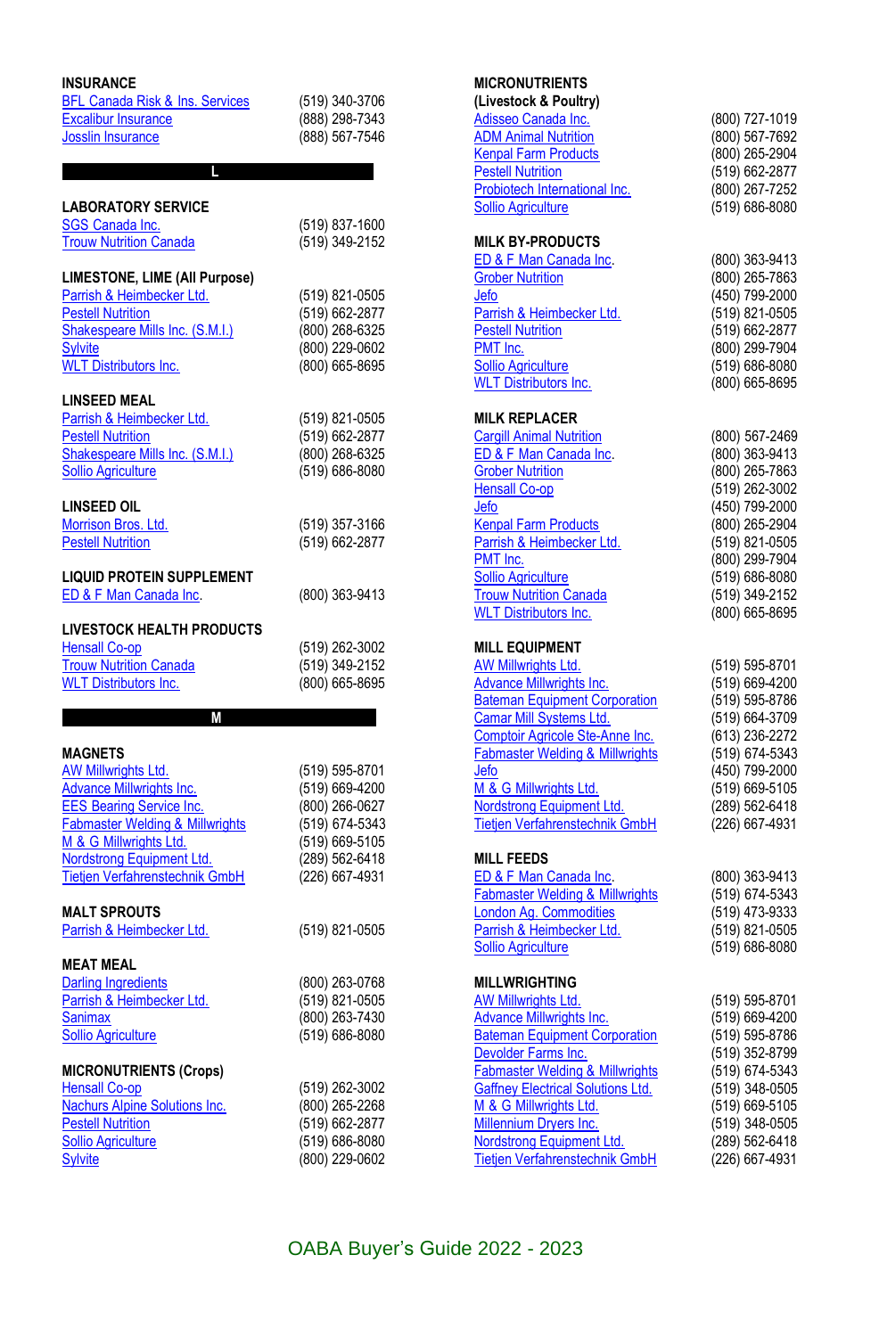## INSURANCE

| | |
|---|---|
| BFL Canada Risk & Ins. Services | (519) 340-3706 |
| Excalibur Insurance | (888) 298-7343 |
| Josslin Insurance | (888) 567-7546 |

# L

## LABORATORY SERVICE

| | |
|---|---|
| SGS Canada Inc. | (519) 837-1600 |
| Trouw Nutrition Canada | (519) 349-2152 |

## LIMESTONE, LIME (All Purpose)

| | |
|---|---|
| Parrish & Heimbecker Ltd. | (519) 821-0505 |
| Pestell Nutrition | (519) 662-2877 |
| Shakespeare Mills Inc. (S.M.I.) | (800) 268-6325 |
| Sylvite | (800) 229-0602 |
| WLT Distributors Inc. | (800) 665-8695 |

## LINSEED MEAL

| | |
|---|---|
| Parrish & Heimbecker Ltd. | (519) 821-0505 |
| Pestell Nutrition | (519) 662-2877 |
| Shakespeare Mills Inc. (S.M.I.) | (800) 268-6325 |
| Sollio Agriculture | (519) 686-8080 |

## LINSEED OIL

| | |
|---|---|
| Morrison Bros. Ltd. | (519) 357-3166 |
| Pestell Nutrition | (519) 662-2877 |

## LIQUID PROTEIN SUPPLEMENT

| | |
|---|---|
| ED & F Man Canada Inc. | (800) 363-9413 |

## LIVESTOCK HEALTH PRODUCTS

| | |
|---|---|
| Hensall Co-op | (519) 262-3002 |
| Trouw Nutrition Canada | (519) 349-2152 |
| WLT Distributors Inc. | (800) 665-8695 |

# M

## MAGNETS

| | |
|---|---|
| AW Millwrights Ltd. | (519) 595-8701 |
| Advance Millwrights Inc. | (519) 669-4200 |
| EES Bearing Service Inc. | (800) 266-0627 |
| Fabmaster Welding & Millwrights | (519) 674-5343 |
| M & G Millwrights Ltd. | (519) 669-5105 |
| Nordstrong Equipment Ltd. | (289) 562-6418 |
| Tietjen Verfahrenstechnik GmbH | (226) 667-4931 |

## MALT SPROUTS

| | |
|---|---|
| Parrish & Heimbecker Ltd. | (519) 821-0505 |

## MEAT MEAL

| | |
|---|---|
| Darling Ingredients | (800) 263-0768 |
| Parrish & Heimbecker Ltd. | (519) 821-0505 |
| Sanimax | (800) 263-7430 |
| Sollio Agriculture | (519) 686-8080 |

## MICRONUTRIENTS (Crops)

| | |
|---|---|
| Hensall Co-op | (519) 262-3002 |
| Nachurs Alpine Solutions Inc. | (800) 265-2268 |
| Pestell Nutrition | (519) 662-2877 |
| Sollio Agriculture | (519) 686-8080 |
| Sylvite | (800) 229-0602 |

## MICRONUTRIENTS (Livestock & Poultry)

| | |
|---|---|
| Adisseo Canada Inc. | (800) 727-1019 |
| ADM Animal Nutrition | (800) 567-7692 |
| Kenpal Farm Products | (800) 265-2904 |
| Pestell Nutrition | (519) 662-2877 |
| Probiotech International Inc. | (800) 267-7252 |
| Sollio Agriculture | (519) 686-8080 |

## MILK BY-PRODUCTS

| | |
|---|---|
| ED & F Man Canada Inc. | (800) 363-9413 |
| Grober Nutrition | (800) 265-7863 |
| Jefo | (450) 799-2000 |
| Parrish & Heimbecker Ltd. | (519) 821-0505 |
| Pestell Nutrition | (519) 662-2877 |
| PMT Inc. | (800) 299-7904 |
| Sollio Agriculture | (519) 686-8080 |
| WLT Distributors Inc. | (800) 665-8695 |

## MILK REPLACER

| | |
|---|---|
| Cargill Animal Nutrition | (800) 567-2469 |
| ED & F Man Canada Inc. | (800) 363-9413 |
| Grober Nutrition | (800) 265-7863 |
| Hensall Co-op | (519) 262-3002 |
| Jefo | (450) 799-2000 |
| Kenpal Farm Products | (800) 265-2904 |
| Parrish & Heimbecker Ltd. | (519) 821-0505 |
| PMT Inc. | (800) 299-7904 |
| Sollio Agriculture | (519) 686-8080 |
| Trouw Nutrition Canada | (519) 349-2152 |
| WLT Distributors Inc. | (800) 665-8695 |

## MILL EQUIPMENT

| | |
|---|---|
| AW Millwrights Ltd. | (519) 595-8701 |
| Advance Millwrights Inc. | (519) 669-4200 |
| Bateman Equipment Corporation | (519) 595-8786 |
| Camar Mill Systems Ltd. | (519) 664-3709 |
| Comptoir Agricole Ste-Anne Inc. | (613) 236-2272 |
| Fabmaster Welding & Millwrights | (519) 674-5343 |
| Jefo | (450) 799-2000 |
| M & G Millwrights Ltd. | (519) 669-5105 |
| Nordstrong Equipment Ltd. | (289) 562-6418 |
| Tietjen Verfahrenstechnik GmbH | (226) 667-4931 |

## MILL FEEDS

| | |
|---|---|
| ED & F Man Canada Inc. | (800) 363-9413 |
| Fabmaster Welding & Millwrights | (519) 674-5343 |
| London Ag. Commodities | (519) 473-9333 |
| Parrish & Heimbecker Ltd. | (519) 821-0505 |
| Sollio Agriculture | (519) 686-8080 |

## MILLWRIGHTING

| | |
|---|---|
| AW Millwrights Ltd. | (519) 595-8701 |
| Advance Millwrights Inc. | (519) 669-4200 |
| Bateman Equipment Corporation | (519) 595-8786 |
| Devolder Farms Inc. | (519) 352-8799 |
| Fabmaster Welding & Millwrights | (519) 674-5343 |
| Gaffney Electrical Solutions Ltd. | (519) 348-0505 |
| M & G Millwrights Ltd. | (519) 669-5105 |
| Millennium Dryers Inc. | (519) 348-0505 |
| Nordstrong Equipment Ltd. | (289) 562-6418 |
| Tietjen Verfahrenstechnik GmbH | (226) 667-4931 |

OABA Buyer's Guide 2022 - 2023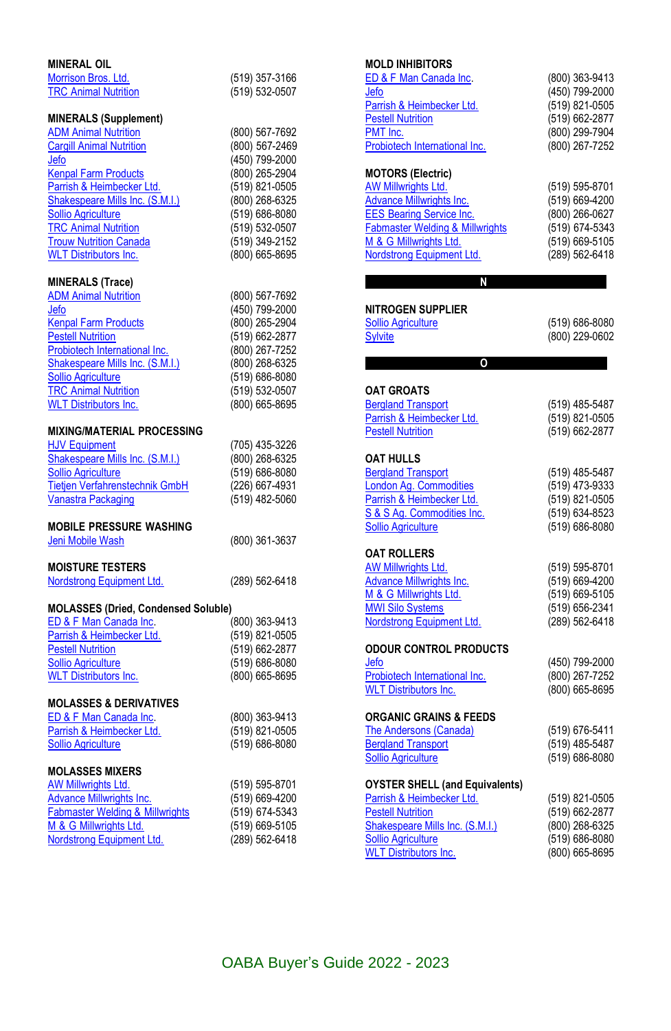## MINERAL OIL

| | |
|---|---|
| Morrison Bros. Ltd. | (519) 357-3166 |
| TRC Animal Nutrition | (519) 532-0507 |

## MINERALS (Supplement)

| | |
|---|---|
| ADM Animal Nutrition | (800) 567-7692 |
| Cargill Animal Nutrition | (800) 567-2469 |
| Jefo | (450) 799-2000 |
| Kenpal Farm Products | (800) 265-2904 |
| Parrish & Heimbecker Ltd. | (519) 821-0505 |
| Shakespeare Mills Inc. (S.M.I.) | (800) 268-6325 |
| Sollio Agriculture | (519) 686-8080 |
| TRC Animal Nutrition | (519) 532-0507 |
| Trouw Nutrition Canada | (519) 349-2152 |
| WLT Distributors Inc. | (800) 665-8695 |

## MINERALS (Trace)

| | |
|---|---|
| ADM Animal Nutrition | (800) 567-7692 |
| Jefo | (450) 799-2000 |
| Kenpal Farm Products | (800) 265-2904 |
| Pestell Nutrition | (519) 662-2877 |
| Probiotech International Inc. | (800) 267-7252 |
| Shakespeare Mills Inc. (S.M.I.) | (800) 268-6325 |
| Sollio Agriculture | (519) 686-8080 |
| TRC Animal Nutrition | (519) 532-0507 |
| WLT Distributors Inc. | (800) 665-8695 |

## MIXING/MATERIAL PROCESSING

| | |
|---|---|
| HJV Equipment | (705) 435-3226 |
| Shakespeare Mills Inc. (S.M.I.) | (800) 268-6325 |
| Sollio Agriculture | (519) 686-8080 |
| Tietjen Verfahrenstechnik GmbH | (226) 667-4931 |
| Vanastra Packaging | (519) 482-5060 |

## MOBILE PRESSURE WASHING

| | |
|---|---|
| Jeni Mobile Wash | (800) 361-3637 |

## MOISTURE TESTERS

| | |
|---|---|
| Nordstrong Equipment Ltd. | (289) 562-6418 |

## MOLASSES (Dried, Condensed Soluble)

| | |
|---|---|
| ED & F Man Canada Inc. | (800) 363-9413 |
| Parrish & Heimbecker Ltd. | (519) 821-0505 |
| Pestell Nutrition | (519) 662-2877 |
| Sollio Agriculture | (519) 686-8080 |
| WLT Distributors Inc. | (800) 665-8695 |

## MOLASSES & DERIVATIVES

| | |
|---|---|
| ED & F Man Canada Inc. | (800) 363-9413 |
| Parrish & Heimbecker Ltd. | (519) 821-0505 |
| Sollio Agriculture | (519) 686-8080 |

## MOLASSES MIXERS

| | |
|---|---|
| AW Millwrights Ltd. | (519) 595-8701 |
| Advance Millwrights Inc. | (519) 669-4200 |
| Fabmaster Welding & Millwrights | (519) 674-5343 |
| M & G Millwrights Ltd. | (519) 669-5105 |
| Nordstrong Equipment Ltd. | (289) 562-6418 |

## MOLD INHIBITORS

| | |
|---|---|
| ED & F Man Canada Inc. | (800) 363-9413 |
| Jefo | (450) 799-2000 |
| Parrish & Heimbecker Ltd. | (519) 821-0505 |
| Pestell Nutrition | (519) 662-2877 |
| PMT Inc. | (800) 299-7904 |
| Probiotech International Inc. | (800) 267-7252 |

## MOTORS (Electric)

| | |
|---|---|
| AW Millwrights Ltd. | (519) 595-8701 |
| Advance Millwrights Inc. | (519) 669-4200 |
| EES Bearing Service Inc. | (800) 266-0627 |
| Fabmaster Welding & Millwrights | (519) 674-5343 |
| M & G Millwrights Ltd. | (519) 669-5105 |
| Nordstrong Equipment Ltd. | (289) 562-6418 |

# N

## NITROGEN SUPPLIER

| | |
|---|---|
| Sollio Agriculture | (519) 686-8080 |
| Sylvite | (800) 229-0602 |

# O

## OAT GROATS

| | |
|---|---|
| Bergland Transport | (519) 485-5487 |
| Parrish & Heimbecker Ltd. | (519) 821-0505 |
| Pestell Nutrition | (519) 662-2877 |

## OAT HULLS

| | |
|---|---|
| Bergland Transport | (519) 485-5487 |
| London Ag. Commodities | (519) 473-9333 |
| Parrish & Heimbecker Ltd. | (519) 821-0505 |
| S & S Ag. Commodities Inc. | (519) 634-8523 |
| Sollio Agriculture | (519) 686-8080 |

## OAT ROLLERS

| | |
|---|---|
| AW Millwrights Ltd. | (519) 595-8701 |
| Advance Millwrights Inc. | (519) 669-4200 |
| M & G Millwrights Ltd. | (519) 669-5105 |
| MWI Silo Systems | (519) 656-2341 |
| Nordstrong Equipment Ltd. | (289) 562-6418 |

## ODOUR CONTROL PRODUCTS

| | |
|---|---|
| Jefo | (450) 799-2000 |
| Probiotech International Inc. | (800) 267-7252 |
| WLT Distributors Inc. | (800) 665-8695 |

## ORGANIC GRAINS & FEEDS

| | |
|---|---|
| The Andersons (Canada) | (519) 676-5411 |
| Bergland Transport | (519) 485-5487 |
| Sollio Agriculture | (519) 686-8080 |

## OYSTER SHELL (and Equivalents)

| | |
|---|---|
| Parrish & Heimbecker Ltd. | (519) 821-0505 |
| Pestell Nutrition | (519) 662-2877 |
| Shakespeare Mills Inc. (S.M.I.) | (800) 268-6325 |
| Sollio Agriculture | (519) 686-8080 |
| WLT Distributors Inc. | (800) 665-8695 |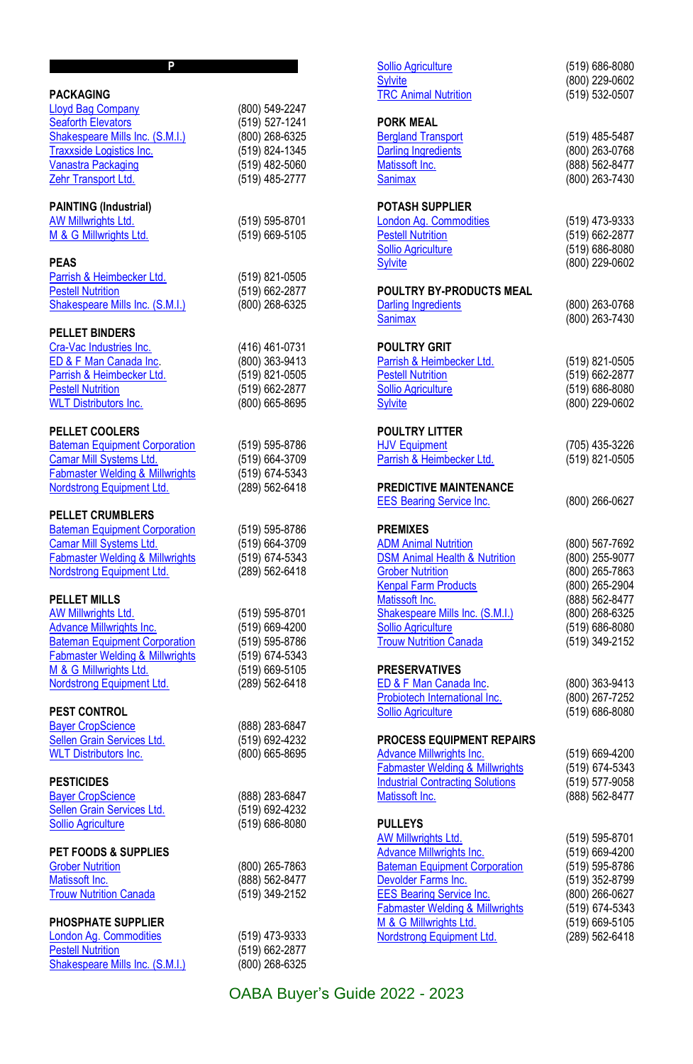# P

## PACKAGING

| | |
|---|---|
| Lloyd Bag Company | (800) 549-2247 |
| Seaforth Elevators | (519) 527-1241 |
| Shakespeare Mills Inc. (S.M.I.) | (800) 268-6325 |
| Traxxside Logistics Inc. | (519) 824-1345 |
| Vanastra Packaging | (519) 482-5060 |
| Zehr Transport Ltd. | (519) 485-2777 |

## PAINTING (Industrial)

| | |
|---|---|
| AW Millwrights Ltd. | (519) 595-8701 |
| M & G Millwrights Ltd. | (519) 669-5105 |

## PEAS

| | |
|---|---|
| Parrish & Heimbecker Ltd. | (519) 821-0505 |
| Pestell Nutrition | (519) 662-2877 |
| Shakespeare Mills Inc. (S.M.I.) | (800) 268-6325 |

## PELLET BINDERS

| | |
|---|---|
| Cra-Vac Industries Inc. | (416) 461-0731 |
| ED & F Man Canada Inc. | (800) 363-9413 |
| Parrish & Heimbecker Ltd. | (519) 821-0505 |
| Pestell Nutrition | (519) 662-2877 |
| WLT Distributors Inc. | (800) 665-8695 |

## PELLET COOLERS

| | |
|---|---|
| Bateman Equipment Corporation | (519) 595-8786 |
| Camar Mill Systems Ltd. | (519) 664-3709 |
| Fabmaster Welding & Millwrights | (519) 674-5343 |
| Nordstrong Equipment Ltd. | (289) 562-6418 |

## PELLET CRUMBLERS

| | |
|---|---|
| Bateman Equipment Corporation | (519) 595-8786 |
| Camar Mill Systems Ltd. | (519) 664-3709 |
| Fabmaster Welding & Millwrights | (519) 674-5343 |
| Nordstrong Equipment Ltd. | (289) 562-6418 |

## PELLET MILLS

| | |
|---|---|
| AW Millwrights Ltd. | (519) 595-8701 |
| Advance Millwrights Inc. | (519) 669-4200 |
| Bateman Equipment Corporation | (519) 595-8786 |
| Fabmaster Welding & Millwrights | (519) 674-5343 |
| M & G Millwrights Ltd. | (519) 669-5105 |
| Nordstrong Equipment Ltd. | (289) 562-6418 |

## PEST CONTROL

| | |
|---|---|
| Bayer CropScience | (888) 283-6847 |
| Sellen Grain Services Ltd. | (519) 692-4232 |
| WLT Distributors Inc. | (800) 665-8695 |

## PESTICIDES

| | |
|---|---|
| Bayer CropScience | (888) 283-6847 |
| Sellen Grain Services Ltd. | (519) 692-4232 |
| Sollio Agriculture | (519) 686-8080 |

## PET FOODS & SUPPLIES

| | |
|---|---|
| Grober Nutrition | (800) 265-7863 |
| Matissoft Inc. | (888) 562-8477 |
| Trouw Nutrition Canada | (519) 349-2152 |

## PHOSPHATE SUPPLIER

| | |
|---|---|
| London Ag. Commodities | (519) 473-9333 |
| Pestell Nutrition | (519) 662-2877 |
| Shakespeare Mills Inc. (S.M.I.) | (800) 268-6325 |
| Sollio Agriculture | (519) 686-8080 |
| Sylvite | (800) 229-0602 |
| TRC Animal Nutrition | (519) 532-0507 |

## PORK MEAL

| | |
|---|---|
| Bergland Transport | (519) 485-5487 |
| Darling Ingredients | (800) 263-0768 |
| Matissoft Inc. | (888) 562-8477 |
| Sanimax | (800) 263-7430 |

## POTASH SUPPLIER

| | |
|---|---|
| London Ag. Commodities | (519) 473-9333 |
| Pestell Nutrition | (519) 662-2877 |
| Sollio Agriculture | (519) 686-8080 |
| Sylvite | (800) 229-0602 |

## POULTRY BY-PRODUCTS MEAL

| | |
|---|---|
| Darling Ingredients | (800) 263-0768 |
| Sanimax | (800) 263-7430 |

## POULTRY GRIT

| | |
|---|---|
| Parrish & Heimbecker Ltd. | (519) 821-0505 |
| Pestell Nutrition | (519) 662-2877 |
| Sollio Agriculture | (519) 686-8080 |
| Sylvite | (800) 229-0602 |

## POULTRY LITTER

| | |
|---|---|
| HJV Equipment | (705) 435-3226 |
| Parrish & Heimbecker Ltd. | (519) 821-0505 |

## PREDICTIVE MAINTENANCE

| | |
|---|---|
| EES Bearing Service Inc. | (800) 266-0627 |

## PREMIXES

| | |
|---|---|
| ADM Animal Nutrition | (800) 567-7692 |
| DSM Animal Health & Nutrition | (800) 255-9077 |
| Grober Nutrition | (800) 265-7863 |
| Kenpal Farm Products | (800) 265-2904 |
| Matissoft Inc. | (888) 562-8477 |
| Shakespeare Mills Inc. (S.M.I.) | (800) 268-6325 |
| Sollio Agriculture | (519) 686-8080 |
| Trouw Nutrition Canada | (519) 349-2152 |

## PRESERVATIVES

| | |
|---|---|
| ED & F Man Canada Inc. | (800) 363-9413 |
| Probiotech International Inc. | (800) 267-7252 |
| Sollio Agriculture | (519) 686-8080 |

## PROCESS EQUIPMENT REPAIRS

| | |
|---|---|
| Advance Millwrights Inc. | (519) 669-4200 |
| Fabmaster Welding & Millwrights | (519) 674-5343 |
| Industrial Contracting Solutions | (519) 577-9058 |
| Matissoft Inc. | (888) 562-8477 |

## PULLEYS

| | |
|---|---|
| AW Millwrights Ltd. | (519) 595-8701 |
| Advance Millwrights Inc. | (519) 669-4200 |
| Bateman Equipment Corporation | (519) 595-8786 |
| Devolder Farms Inc. | (519) 352-8799 |
| EES Bearing Service Inc. | (800) 266-0627 |
| Fabmaster Welding & Millwrights | (519) 674-5343 |
| M & G Millwrights Ltd. | (519) 669-5105 |
| Nordstrong Equipment Ltd. | (289) 562-6418 |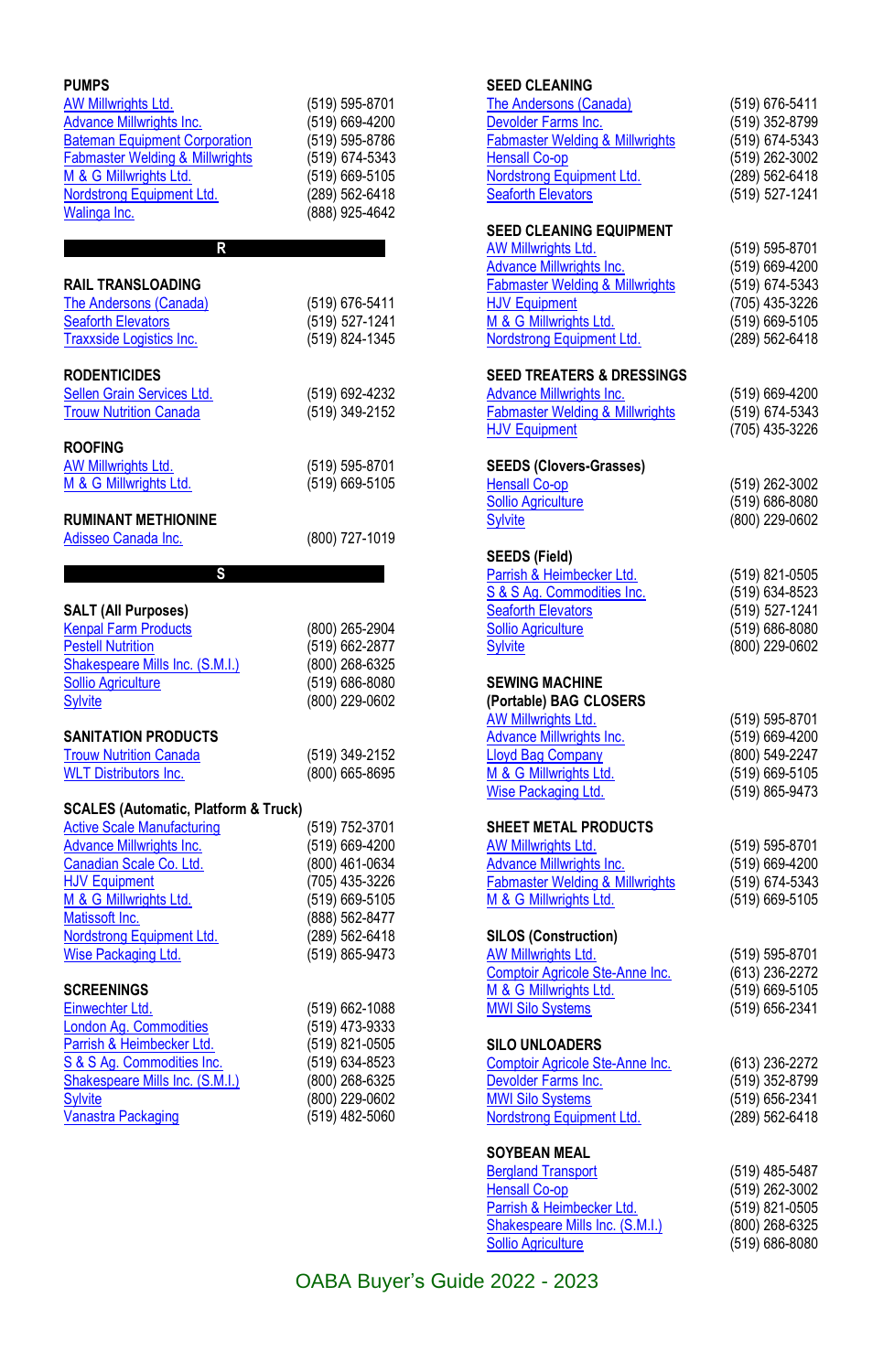## PUMPS

| | |
|---|---|
| AW Millwrights Ltd. | (519) 595-8701 |
| Advance Millwrights Inc. | (519) 669-4200 |
| Bateman Equipment Corporation | (519) 595-8786 |
| Fabmaster Welding & Millwrights | (519) 674-5343 |
| M & G Millwrights Ltd. | (519) 669-5105 |
| Nordstrong Equipment Ltd. | (289) 562-6418 |
| Walinga Inc. | (888) 925-4642 |

# R

## RAIL TRANSLOADING

| | |
|---|---|
| The Andersons (Canada) | (519) 676-5411 |
| Seaforth Elevators | (519) 527-1241 |
| Traxxside Logistics Inc. | (519) 824-1345 |

## RODENTICIDES

| | |
|---|---|
| Sellen Grain Services Ltd. | (519) 692-4232 |
| Trouw Nutrition Canada | (519) 349-2152 |

## ROOFING

| | |
|---|---|
| AW Millwrights Ltd. | (519) 595-8701 |
| M & G Millwrights Ltd. | (519) 669-5105 |

## RUMINANT METHIONINE

| | |
|---|---|
| Adisseo Canada Inc. | (800) 727-1019 |

# S

## SALT (All Purposes)

| | |
|---|---|
| Kenpal Farm Products | (800) 265-2904 |
| Pestell Nutrition | (519) 662-2877 |
| Shakespeare Mills Inc. (S.M.I.) | (800) 268-6325 |
| Sollio Agriculture | (519) 686-8080 |
| Sylvite | (800) 229-0602 |

## SANITATION PRODUCTS

| | |
|---|---|
| Trouw Nutrition Canada | (519) 349-2152 |
| WLT Distributors Inc. | (800) 665-8695 |

## SCALES (Automatic, Platform & Truck)

| | |
|---|---|
| Active Scale Manufacturing | (519) 752-3701 |
| Advance Millwrights Inc. | (519) 669-4200 |
| Canadian Scale Co. Ltd. | (800) 461-0634 |
| HJV Equipment | (705) 435-3226 |
| M & G Millwrights Ltd. | (519) 669-5105 |
| Matissoft Inc. | (888) 562-8477 |
| Nordstrong Equipment Ltd. | (289) 562-6418 |
| Wise Packaging Ltd. | (519) 865-9473 |

## SCREENINGS

| | |
|---|---|
| Einwechter Ltd. | (519) 662-1088 |
| London Ag. Commodities | (519) 473-9333 |
| Parrish & Heimbecker Ltd. | (519) 821-0505 |
| S & S Ag. Commodities Inc. | (519) 634-8523 |
| Shakespeare Mills Inc. (S.M.I.) | (800) 268-6325 |
| Sylvite | (800) 229-0602 |
| Vanastra Packaging | (519) 482-5060 |

## SEED CLEANING

| | |
|---|---|
| The Andersons (Canada) | (519) 676-5411 |
| Devolder Farms Inc. | (519) 352-8799 |
| Fabmaster Welding & Millwrights | (519) 674-5343 |
| Hensall Co-op | (519) 262-3002 |
| Nordstrong Equipment Ltd. | (289) 562-6418 |
| Seaforth Elevators | (519) 527-1241 |

## SEED CLEANING EQUIPMENT

| | |
|---|---|
| AW Millwrights Ltd. | (519) 595-8701 |
| Advance Millwrights Inc. | (519) 669-4200 |
| Fabmaster Welding & Millwrights | (519) 674-5343 |
| HJV Equipment | (705) 435-3226 |
| M & G Millwrights Ltd. | (519) 669-5105 |
| Nordstrong Equipment Ltd. | (289) 562-6418 |

## SEED TREATERS & DRESSINGS

| | |
|---|---|
| Advance Millwrights Inc. | (519) 669-4200 |
| Fabmaster Welding & Millwrights | (519) 674-5343 |
| HJV Equipment | (705) 435-3226 |

## SEEDS (Clovers-Grasses)

| | |
|---|---|
| Hensall Co-op | (519) 262-3002 |
| Sollio Agriculture | (519) 686-8080 |
| Sylvite | (800) 229-0602 |

## SEEDS (Field)

| | |
|---|---|
| Parrish & Heimbecker Ltd. | (519) 821-0505 |
| S & S Ag. Commodities Inc. | (519) 634-8523 |
| Seaforth Elevators | (519) 527-1241 |
| Sollio Agriculture | (519) 686-8080 |
| Sylvite | (800) 229-0602 |

## SEWING MACHINE (Portable) BAG CLOSERS

| | |
|---|---|
| AW Millwrights Ltd. | (519) 595-8701 |
| Advance Millwrights Inc. | (519) 669-4200 |
| Lloyd Bag Company | (800) 549-2247 |
| M & G Millwrights Ltd. | (519) 669-5105 |
| Wise Packaging Ltd. | (519) 865-9473 |

## SHEET METAL PRODUCTS

| | |
|---|---|
| AW Millwrights Ltd. | (519) 595-8701 |
| Advance Millwrights Inc. | (519) 669-4200 |
| Fabmaster Welding & Millwrights | (519) 674-5343 |
| M & G Millwrights Ltd. | (519) 669-5105 |

## SILOS (Construction)

| | |
|---|---|
| AW Millwrights Ltd. | (519) 595-8701 |
| Comptoir Agricole Ste-Anne Inc. | (613) 236-2272 |
| M & G Millwrights Ltd. | (519) 669-5105 |
| MWI Silo Systems | (519) 656-2341 |

## SILO UNLOADERS

| | |
|---|---|
| Comptoir Agricole Ste-Anne Inc. | (613) 236-2272 |
| Devolder Farms Inc. | (519) 352-8799 |
| MWI Silo Systems | (519) 656-2341 |
| Nordstrong Equipment Ltd. | (289) 562-6418 |

## SOYBEAN MEAL

| | |
|---|---|
| Bergland Transport | (519) 485-5487 |
| Hensall Co-op | (519) 262-3002 |
| Parrish & Heimbecker Ltd. | (519) 821-0505 |
| Shakespeare Mills Inc. (S.M.I.) | (800) 268-6325 |
| Sollio Agriculture | (519) 686-8080 |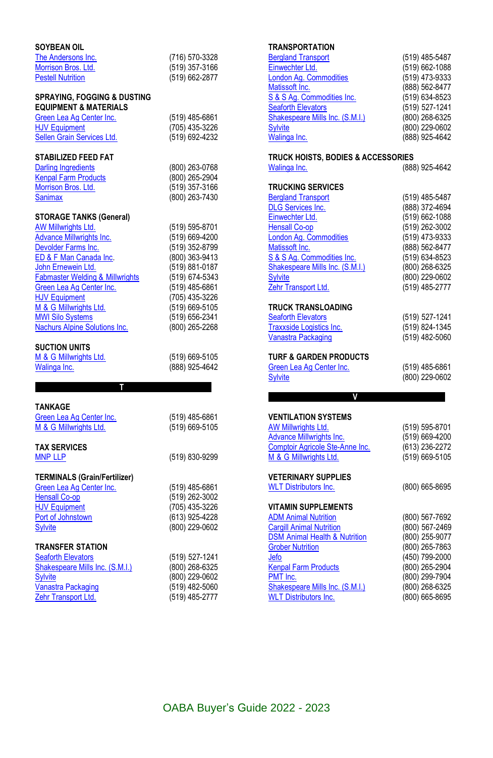### SOYBEAN OIL

| | |
|---|---|
| The Andersons Inc. | (716) 570-3328 |
| Morrison Bros. Ltd. | (519) 357-3166 |
| Pestell Nutrition | (519) 662-2877 |

### SPRAYING, FOGGING & DUSTING EQUIPMENT & MATERIALS

| | |
|---|---|
| Green Lea Ag Center Inc. | (519) 485-6861 |
| HJV Equipment | (705) 435-3226 |
| Sellen Grain Services Ltd. | (519) 692-4232 |

### STABILIZED FEED FAT

| | |
|---|---|
| Darling Ingredients | (800) 263-0768 |
| Kenpal Farm Products | (800) 265-2904 |
| Morrison Bros. Ltd. | (519) 357-3166 |
| Sanimax | (800) 263-7430 |

### STORAGE TANKS (General)

| | |
|---|---|
| AW Millwrights Ltd. | (519) 595-8701 |
| Advance Millwrights Inc. | (519) 669-4200 |
| Devolder Farms Inc. | (519) 352-8799 |
| ED & F Man Canada Inc. | (800) 363-9413 |
| John Ernewein Ltd. | (519) 881-0187 |
| Fabmaster Welding & Millwrights | (519) 674-5343 |
| Green Lea Ag Center Inc. | (519) 485-6861 |
| HJV Equipment | (705) 435-3226 |
| M & G Millwrights Ltd. | (519) 669-5105 |
| MWI Silo Systems | (519) 656-2341 |
| Nachurs Alpine Solutions Inc. | (800) 265-2268 |

### SUCTION UNITS

| | |
|---|---|
| M & G Millwrights Ltd. | (519) 669-5105 |
| Walinga Inc. | (888) 925-4642 |

## T

### TANKAGE

| | |
|---|---|
| Green Lea Ag Center Inc. | (519) 485-6861 |
| M & G Millwrights Ltd. | (519) 669-5105 |

### TAX SERVICES

| | |
|---|---|
| MNP LLP | (519) 830-9299 |

### TERMINALS (Grain/Fertilizer)

| | |
|---|---|
| Green Lea Ag Center Inc. | (519) 485-6861 |
| Hensall Co-op | (519) 262-3002 |
| HJV Equipment | (705) 435-3226 |
| Port of Johnstown | (613) 925-4228 |
| Sylvite | (800) 229-0602 |

### TRANSFER STATION

| | |
|---|---|
| Seaforth Elevators | (519) 527-1241 |
| Shakespeare Mills Inc. (S.M.I.) | (800) 268-6325 |
| Sylvite | (800) 229-0602 |
| Vanastra Packaging | (519) 482-5060 |
| Zehr Transport Ltd. | (519) 485-2777 |

### TRANSPORTATION

| | |
|---|---|
| Bergland Transport | (519) 485-5487 |
| Einwechter Ltd. | (519) 662-1088 |
| London Ag. Commodities | (519) 473-9333 |
| Matissoft Inc. | (888) 562-8477 |
| S & S Ag. Commodities Inc. | (519) 634-8523 |
| Seaforth Elevators | (519) 527-1241 |
| Shakespeare Mills Inc. (S.M.I.) | (800) 268-6325 |
| Sylvite | (800) 229-0602 |
| Walinga Inc. | (888) 925-4642 |

### TRUCK HOISTS, BODIES & ACCESSORIES

| | |
|---|---|
| Walinga Inc. | (888) 925-4642 |

### TRUCKING SERVICES

| | |
|---|---|
| Bergland Transport | (519) 485-5487 |
| DLG Services Inc. | (888) 372-4694 |
| Einwechter Ltd. | (519) 662-1088 |
| Hensall Co-op | (519) 262-3002 |
| London Ag. Commodities | (519) 473-9333 |
| Matissoft Inc. | (888) 562-8477 |
| S & S Ag. Commodities Inc. | (519) 634-8523 |
| Shakespeare Mills Inc. (S.M.I.) | (800) 268-6325 |
| Sylvite | (800) 229-0602 |
| Zehr Transport Ltd. | (519) 485-2777 |

### TRUCK TRANSLOADING

| | |
|---|---|
| Seaforth Elevators | (519) 527-1241 |
| Traxxside Logistics Inc. | (519) 824-1345 |
| Vanastra Packaging | (519) 482-5060 |

### TURF & GARDEN PRODUCTS

| | |
|---|---|
| Green Lea Ag Center Inc. | (519) 485-6861 |
| Sylvite | (800) 229-0602 |

## V

### VENTILATION SYSTEMS

| | |
|---|---|
| AW Millwrights Ltd. | (519) 595-8701 |
| Advance Millwrights Inc. | (519) 669-4200 |
| Comptoir Agricole Ste-Anne Inc. | (613) 236-2272 |
| M & G Millwrights Ltd. | (519) 669-5105 |

### VETERINARY SUPPLIES

| | |
|---|---|
| WLT Distributors Inc. | (800) 665-8695 |

### VITAMIN SUPPLEMENTS

| | |
|---|---|
| ADM Animal Nutrition | (800) 567-7692 |
| Cargill Animal Nutrition | (800) 567-2469 |
| DSM Animal Health & Nutrition | (800) 255-9077 |
| Grober Nutrition | (800) 265-7863 |
| Jefo | (450) 799-2000 |
| Kenpal Farm Products | (800) 265-2904 |
| PMT Inc. | (800) 299-7904 |
| Shakespeare Mills Inc. (S.M.I.) | (800) 268-6325 |
| WLT Distributors Inc. | (800) 665-8695 |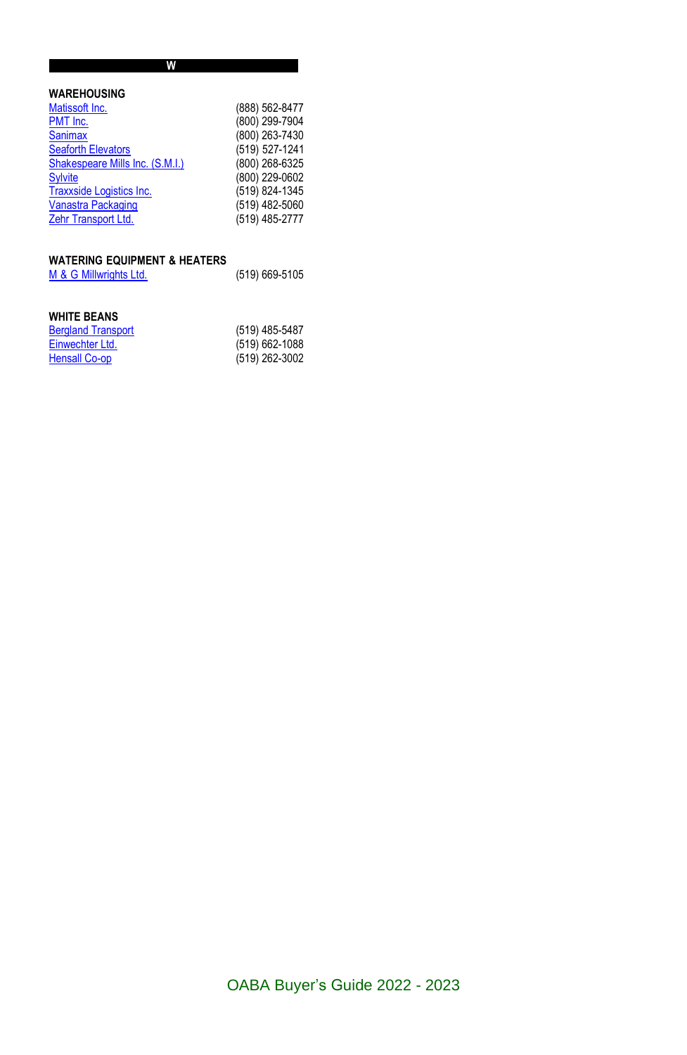## W

### WAREHOUSING

| | |
|---|---|
| Matissoft Inc. | (888) 562-8477 |
| PMT Inc. | (800) 299-7904 |
| Sanimax | (800) 263-7430 |
| Seaforth Elevators | (519) 527-1241 |
| Shakespeare Mills Inc. (S.M.I.) | (800) 268-6325 |
| Sylvite | (800) 229-0602 |
| Traxxside Logistics Inc. | (519) 824-1345 |
| Vanastra Packaging | (519) 482-5060 |
| Zehr Transport Ltd. | (519) 485-2777 |

### WATERING EQUIPMENT & HEATERS

| | |
|---|---|
| M & G Millwrights Ltd. | (519) 669-5105 |

### WHITE BEANS

| | |
|---|---|
| Bergland Transport | (519) 485-5487 |
| Einwechter Ltd. | (519) 662-1088 |
| Hensall Co-op | (519) 262-3002 |